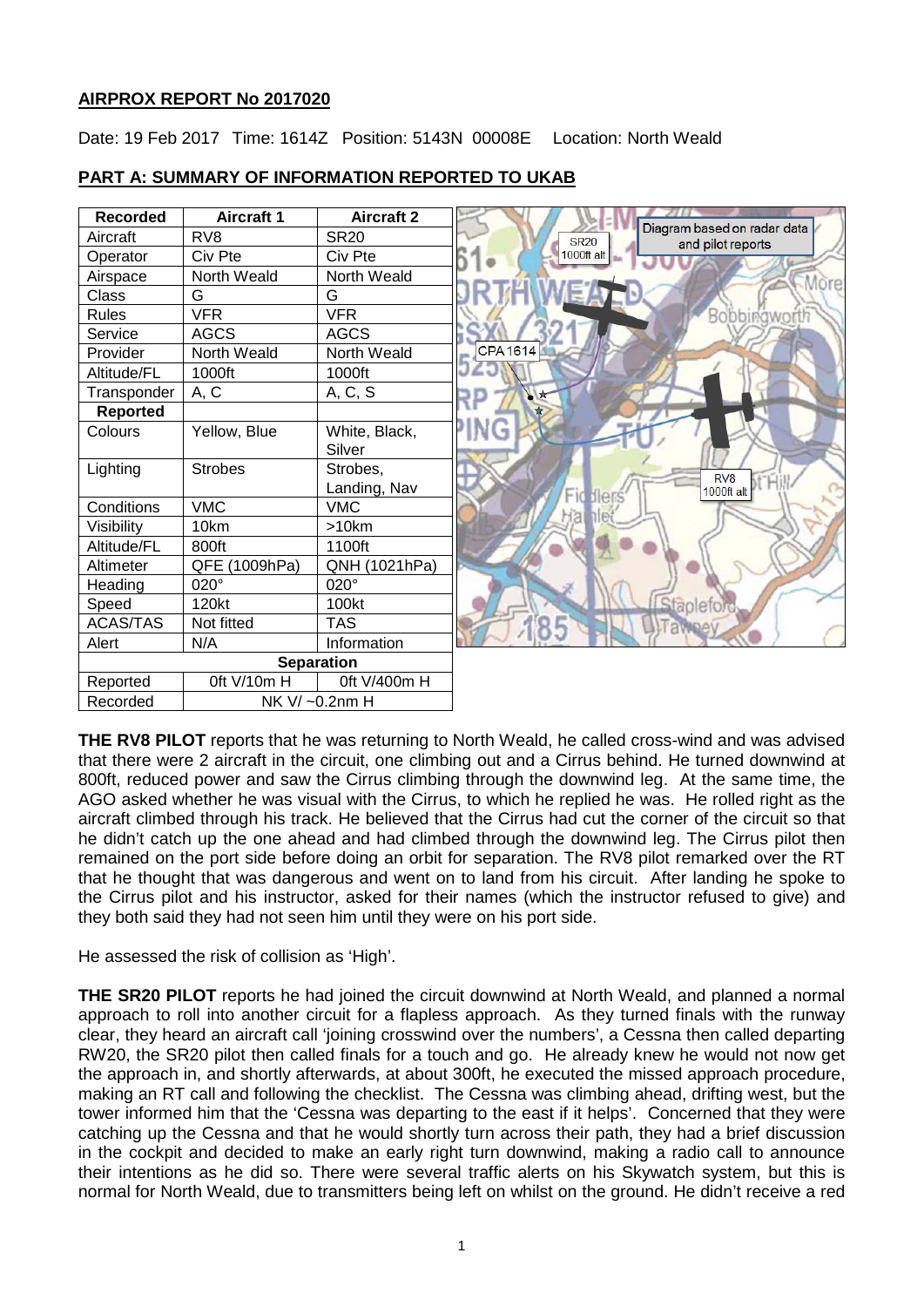## AIRPROX REPORT No 2017020

Date: 19 Feb 2017 Time: 1614Z Position: 5143N 00008E Location: North Weald

### PART A: SUMMARY OF INFORMATION REPORTED TO UKAB

| Recorded | Aircraft 1 | Aircraft 2 |
|---|---|---|
| Aircraft | RV8 | SR20 |
| Operator | Civ Pte | Civ Pte |
| Airspace | North Weald | North Weald |
| Class | G | G |
| Rules | VFR | VFR |
| Service | AGCS | AGCS |
| Provider | North Weald | North Weald |
| Altitude/FL | 1000ft | 1000ft |
| Transponder | A, C | A, C, S |
| **Reported** | | |
| Colours | Yellow, Blue | White, Black, Silver |
| Lighting | Strobes | Strobes, Landing, Nav |
| Conditions | VMC | VMC |
| Visibility | 10km | >10km |
| Altitude/FL | 800ft | 1100ft |
| Altimeter | QFE (1009hPa) | QNH (1021hPa) |
| Heading | 020° | 020° |
| Speed | 120kt | 100kt |
| ACAS/TAS | Not fitted | TAS |
| Alert | N/A | Information |
| **Separation** | | |
| Reported | 0ft V/10m H | 0ft V/400m H |
| Recorded | NK V/ ~0.2nm H | |

Diagram based on radar data and pilot reports

**THE RV8 PILOT** reports that he was returning to North Weald, he called cross-wind and was advised that there were 2 aircraft in the circuit, one climbing out and a Cirrus behind. He turned downwind at 800ft, reduced power and saw the Cirrus climbing through the downwind leg. At the same time, the AGO asked whether he was visual with the Cirrus, to which he replied he was. He rolled right as the aircraft climbed through his track. He believed that the Cirrus had cut the corner of the circuit so that he didn't catch up the one ahead and had climbed through the downwind leg. The Cirrus pilot then remained on the port side before doing an orbit for separation. The RV8 pilot remarked over the RT that he thought that was dangerous and went on to land from his circuit. After landing he spoke to the Cirrus pilot and his instructor, asked for their names (which the instructor refused to give) and they both said they had not seen him until they were on his port side.

He assessed the risk of collision as 'High'.

**THE SR20 PILOT** reports he had joined the circuit downwind at North Weald, and planned a normal approach to roll into another circuit for a flapless approach. As they turned finals with the runway clear, they heard an aircraft call 'joining crosswind over the numbers', a Cessna then called departing RW20, the SR20 pilot then called finals for a touch and go. He already knew he would not now get the approach in, and shortly afterwards, at about 300ft, he executed the missed approach procedure, making an RT call and following the checklist. The Cessna was climbing ahead, drifting west, but the tower informed him that the 'Cessna was departing to the east if it helps'. Concerned that they were catching up the Cessna and that he would shortly turn across their path, they had a brief discussion in the cockpit and decided to make an early right turn downwind, making a radio call to announce their intentions as he did so. There were several traffic alerts on his Skywatch system, but this is normal for North Weald, due to transmitters being left on whilst on the ground. He didn't receive a red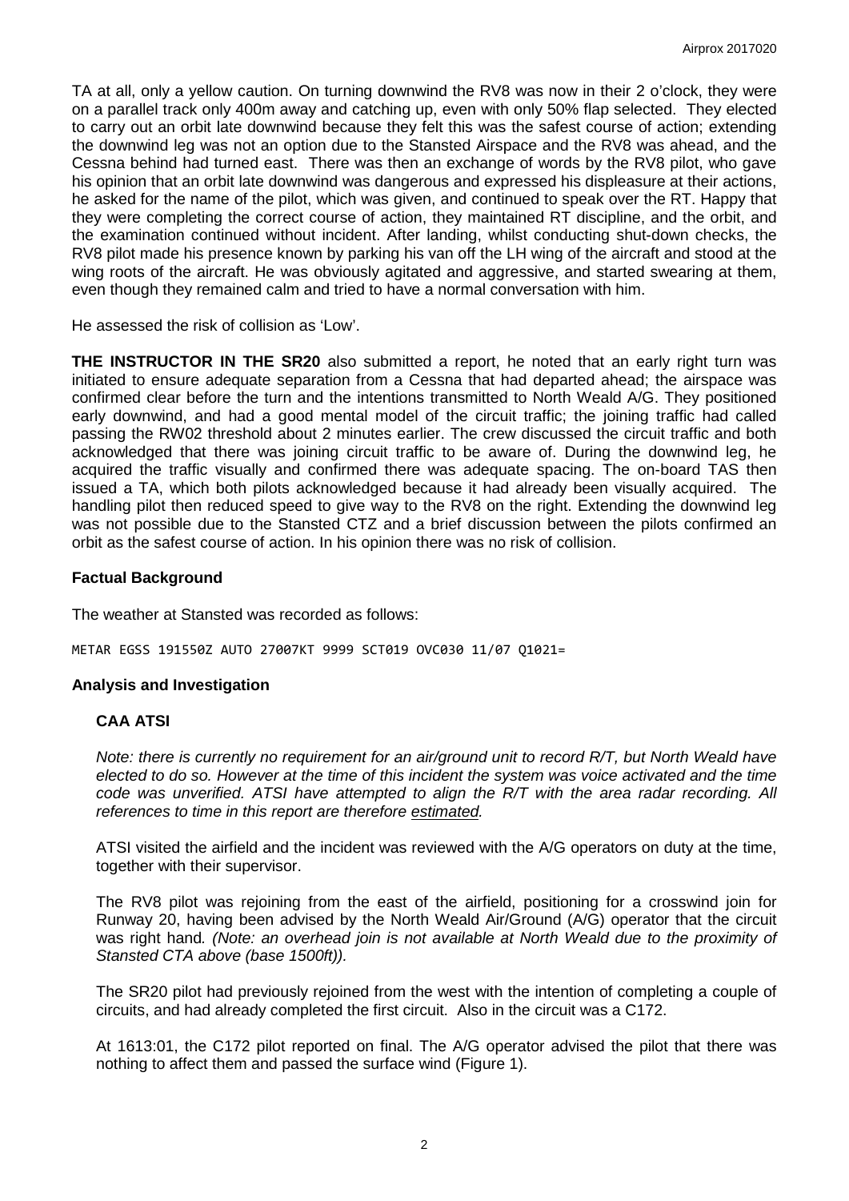TA at all, only a yellow caution. On turning downwind the RV8 was now in their 2 o'clock, they were on a parallel track only 400m away and catching up, even with only 50% flap selected. They elected to carry out an orbit late downwind because they felt this was the safest course of action; extending the downwind leg was not an option due to the Stansted Airspace and the RV8 was ahead, and the Cessna behind had turned east. There was then an exchange of words by the RV8 pilot, who gave his opinion that an orbit late downwind was dangerous and expressed his displeasure at their actions, he asked for the name of the pilot, which was given, and continued to speak over the RT. Happy that they were completing the correct course of action, they maintained RT discipline, and the orbit, and the examination continued without incident. After landing, whilst conducting shut-down checks, the RV8 pilot made his presence known by parking his van off the LH wing of the aircraft and stood at the wing roots of the aircraft. He was obviously agitated and aggressive, and started swearing at them, even though they remained calm and tried to have a normal conversation with him.

He assessed the risk of collision as 'Low'.

**THE INSTRUCTOR IN THE SR20** also submitted a report, he noted that an early right turn was initiated to ensure adequate separation from a Cessna that had departed ahead; the airspace was confirmed clear before the turn and the intentions transmitted to North Weald A/G. They positioned early downwind, and had a good mental model of the circuit traffic; the joining traffic had called passing the RW02 threshold about 2 minutes earlier. The crew discussed the circuit traffic and both acknowledged that there was joining circuit traffic to be aware of. During the downwind leg, he acquired the traffic visually and confirmed there was adequate spacing. The on-board TAS then issued a TA, which both pilots acknowledged because it had already been visually acquired. The handling pilot then reduced speed to give way to the RV8 on the right. Extending the downwind leg was not possible due to the Stansted CTZ and a brief discussion between the pilots confirmed an orbit as the safest course of action. In his opinion there was no risk of collision.

## Factual Background

The weather at Stansted was recorded as follows:

```
METAR EGSS 191550Z AUTO 27007KT 9999 SCT019 OVC030 11/07 Q1021=
```

## Analysis and Investigation

### CAA ATSI

*Note: there is currently no requirement for an air/ground unit to record R/T, but North Weald have elected to do so. However at the time of this incident the system was voice activated and the time code was unverified. ATSI have attempted to align the R/T with the area radar recording. All references to time in this report are therefore* *__estimated__.*

ATSI visited the airfield and the incident was reviewed with the A/G operators on duty at the time, together with their supervisor.

The RV8 pilot was rejoining from the east of the airfield, positioning for a crosswind join for Runway 20, having been advised by the North Weald Air/Ground (A/G) operator that the circuit was right hand. *(Note: an overhead join is not available at North Weald due to the proximity of Stansted CTA above (base 1500ft)).*

The SR20 pilot had previously rejoined from the west with the intention of completing a couple of circuits, and had already completed the first circuit. Also in the circuit was a C172.

At 1613:01, the C172 pilot reported on final. The A/G operator advised the pilot that there was nothing to affect them and passed the surface wind (Figure 1).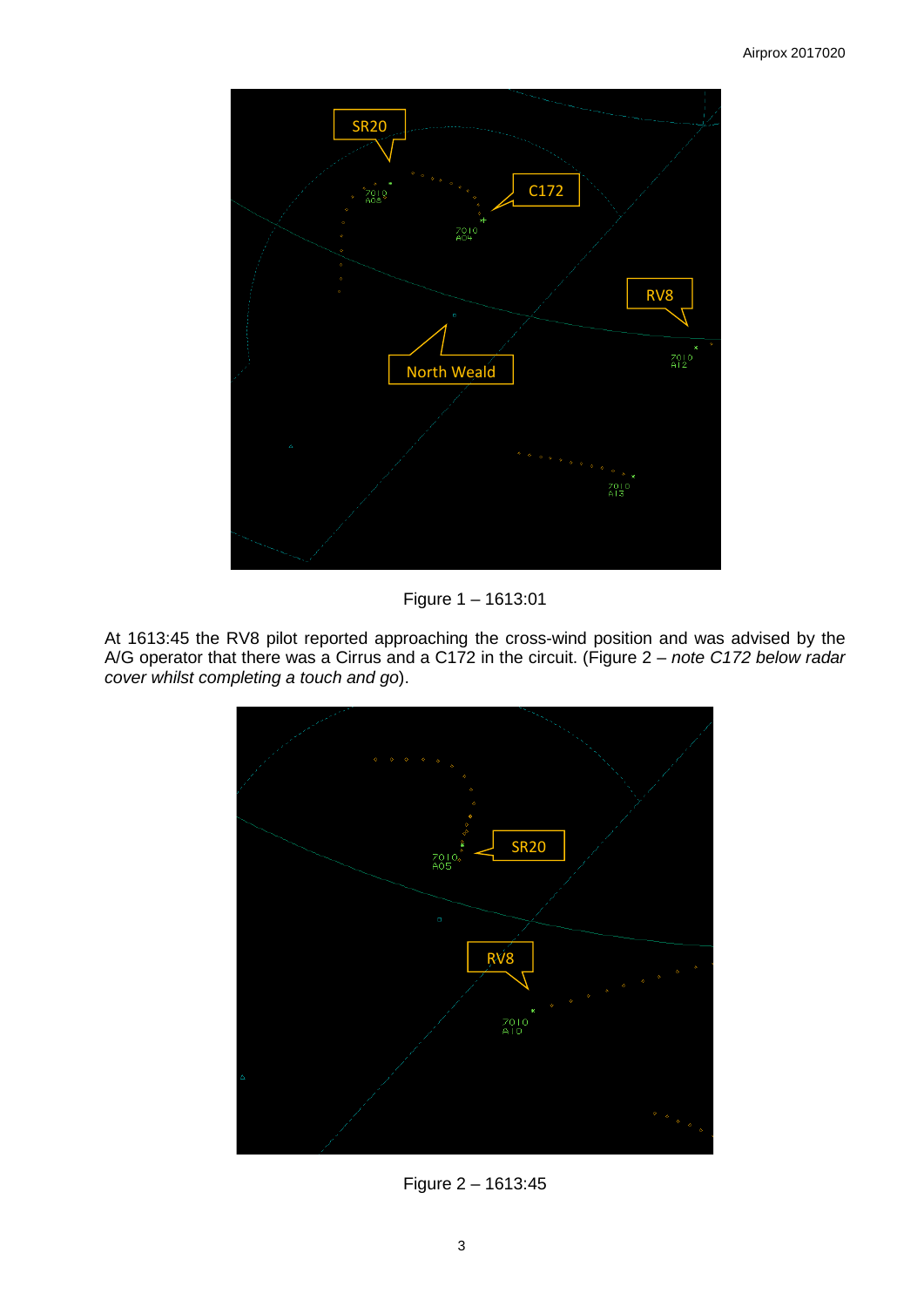Figure 1 – 1613:01

At 1613:45 the RV8 pilot reported approaching the cross-wind position and was advised by the A/G operator that there was a Cirrus and a C172 in the circuit. (Figure 2 – *note C172 below radar cover whilst completing a touch and go*).

Figure 2 – 1613:45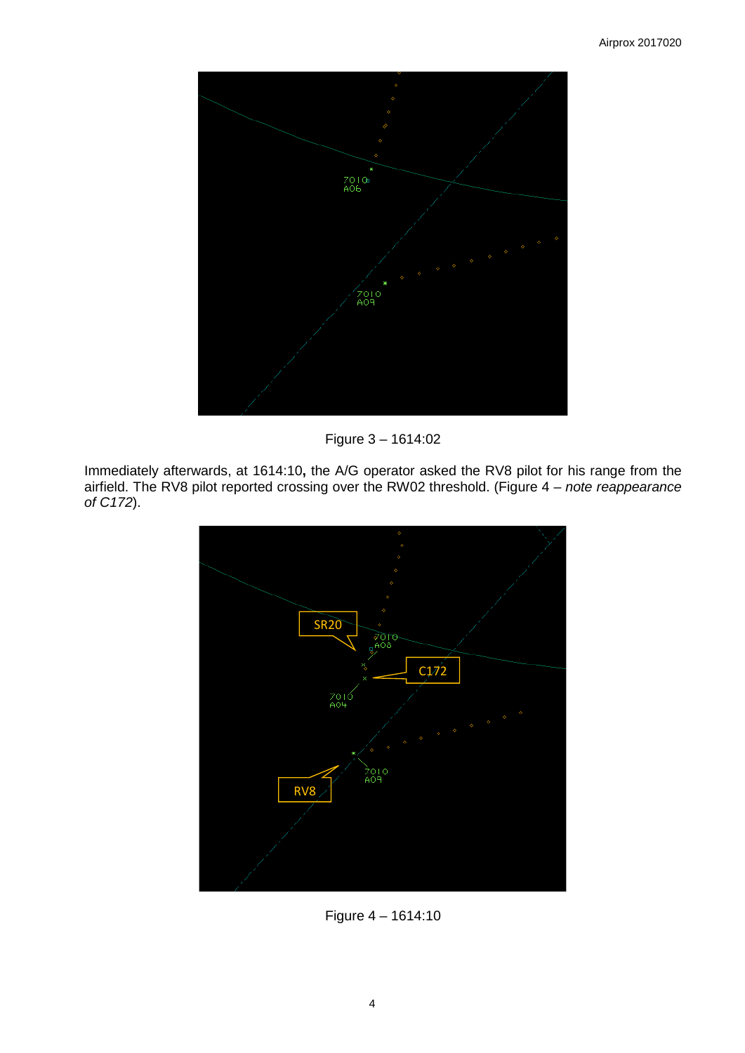Figure 3 – 1614:02

Immediately afterwards, at 1614:10**,** the A/G operator asked the RV8 pilot for his range from the airfield. The RV8 pilot reported crossing over the RW02 threshold. (Figure 4 – *note reappearance of C172*).

Figure 4 – 1614:10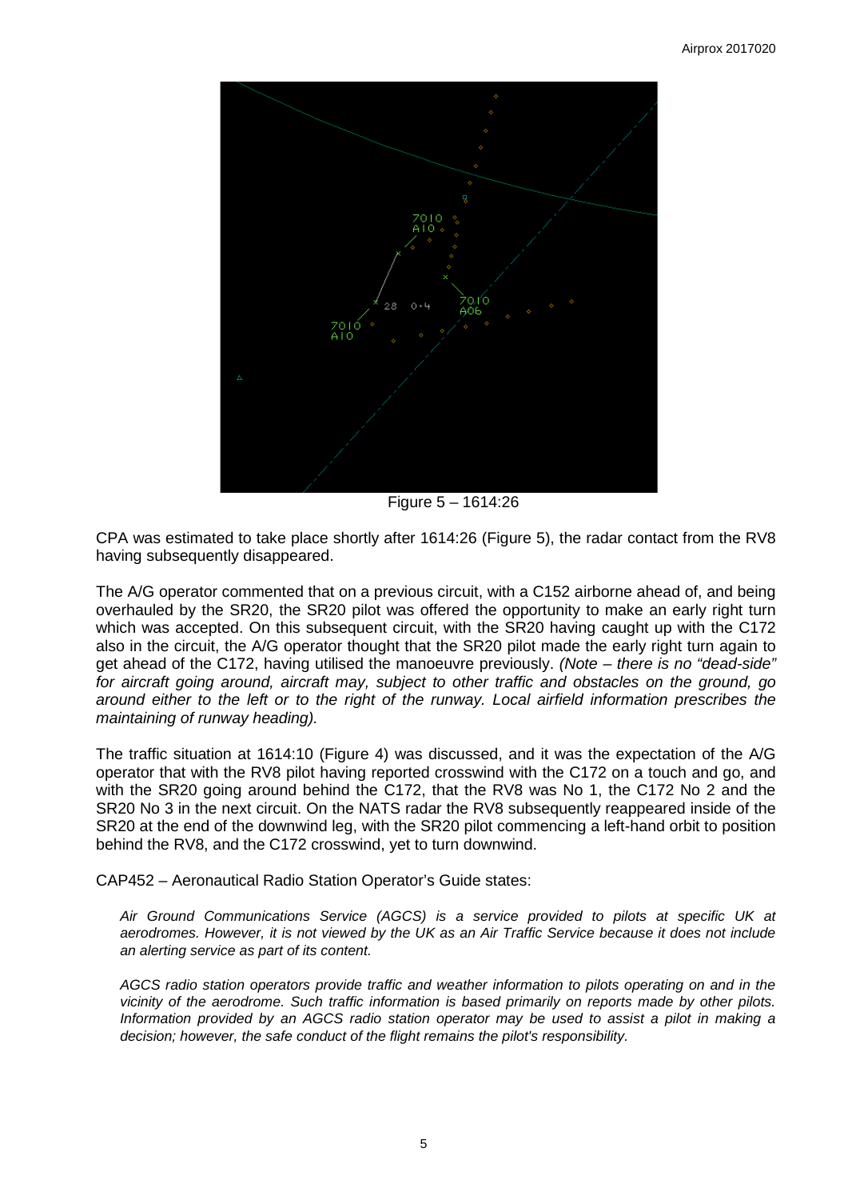Figure 5 – 1614:26

CPA was estimated to take place shortly after 1614:26 (Figure 5), the radar contact from the RV8 having subsequently disappeared.

The A/G operator commented that on a previous circuit, with a C152 airborne ahead of, and being overhauled by the SR20, the SR20 pilot was offered the opportunity to make an early right turn which was accepted. On this subsequent circuit, with the SR20 having caught up with the C172 also in the circuit, the A/G operator thought that the SR20 pilot made the early right turn again to get ahead of the C172, having utilised the manoeuvre previously. *(Note – there is no "dead-side" for aircraft going around, aircraft may, subject to other traffic and obstacles on the ground, go around either to the left or to the right of the runway. Local airfield information prescribes the maintaining of runway heading).*

The traffic situation at 1614:10 (Figure 4) was discussed, and it was the expectation of the A/G operator that with the RV8 pilot having reported crosswind with the C172 on a touch and go, and with the SR20 going around behind the C172, that the RV8 was No 1, the C172 No 2 and the SR20 No 3 in the next circuit. On the NATS radar the RV8 subsequently reappeared inside of the SR20 at the end of the downwind leg, with the SR20 pilot commencing a left-hand orbit to position behind the RV8, and the C172 crosswind, yet to turn downwind.

CAP452 – Aeronautical Radio Station Operator's Guide states:

> *Air Ground Communications Service (AGCS) is a service provided to pilots at specific UK at aerodromes. However, it is not viewed by the UK as an Air Traffic Service because it does not include an alerting service as part of its content.*
>
> *AGCS radio station operators provide traffic and weather information to pilots operating on and in the vicinity of the aerodrome. Such traffic information is based primarily on reports made by other pilots. Information provided by an AGCS radio station operator may be used to assist a pilot in making a decision; however, the safe conduct of the flight remains the pilot's responsibility.*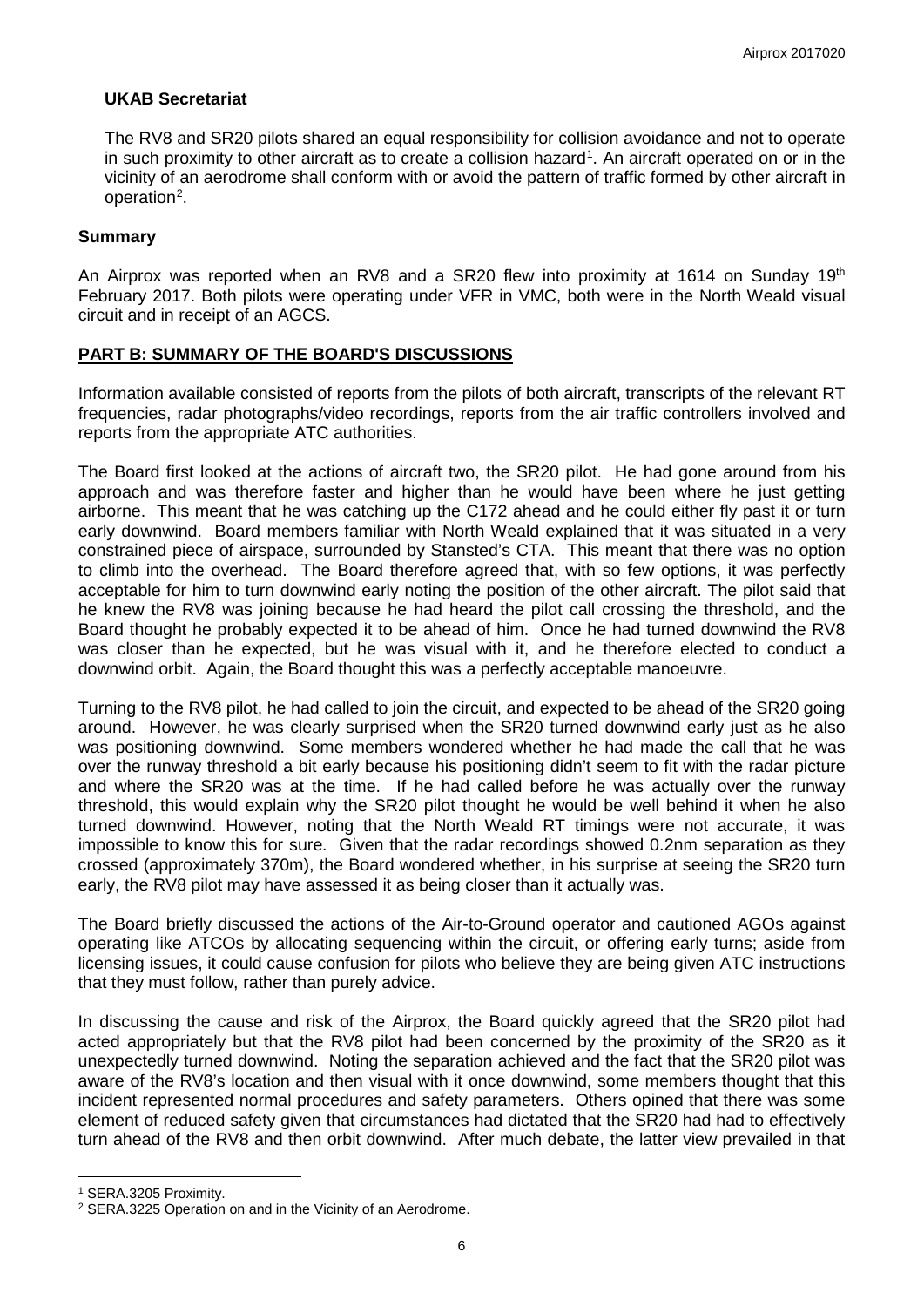**UKAB Secretariat**

The RV8 and SR20 pilots shared an equal responsibility for collision avoidance and not to operate in such proximity to other aircraft as to create a collision hazard[1]. An aircraft operated on or in the vicinity of an aerodrome shall conform with or avoid the pattern of traffic formed by other aircraft in operation[2].

**Summary**

An Airprox was reported when an RV8 and a SR20 flew into proximity at 1614 on Sunday 19th February 2017. Both pilots were operating under VFR in VMC, both were in the North Weald visual circuit and in receipt of an AGCS.

**PART B: SUMMARY OF THE BOARD'S DISCUSSIONS**

Information available consisted of reports from the pilots of both aircraft, transcripts of the relevant RT frequencies, radar photographs/video recordings, reports from the air traffic controllers involved and reports from the appropriate ATC authorities.

The Board first looked at the actions of aircraft two, the SR20 pilot. He had gone around from his approach and was therefore faster and higher than he would have been where he just getting airborne. This meant that he was catching up the C172 ahead and he could either fly past it or turn early downwind. Board members familiar with North Weald explained that it was situated in a very constrained piece of airspace, surrounded by Stansted's CTA. This meant that there was no option to climb into the overhead. The Board therefore agreed that, with so few options, it was perfectly acceptable for him to turn downwind early noting the position of the other aircraft. The pilot said that he knew the RV8 was joining because he had heard the pilot call crossing the threshold, and the Board thought he probably expected it to be ahead of him. Once he had turned downwind the RV8 was closer than he expected, but he was visual with it, and he therefore elected to conduct a downwind orbit. Again, the Board thought this was a perfectly acceptable manoeuvre.

Turning to the RV8 pilot, he had called to join the circuit, and expected to be ahead of the SR20 going around. However, he was clearly surprised when the SR20 turned downwind early just as he also was positioning downwind. Some members wondered whether he had made the call that he was over the runway threshold a bit early because his positioning didn't seem to fit with the radar picture and where the SR20 was at the time. If he had called before he was actually over the runway threshold, this would explain why the SR20 pilot thought he would be well behind it when he also turned downwind. However, noting that the North Weald RT timings were not accurate, it was impossible to know this for sure. Given that the radar recordings showed 0.2nm separation as they crossed (approximately 370m), the Board wondered whether, in his surprise at seeing the SR20 turn early, the RV8 pilot may have assessed it as being closer than it actually was.

The Board briefly discussed the actions of the Air-to-Ground operator and cautioned AGOs against operating like ATCOs by allocating sequencing within the circuit, or offering early turns; aside from licensing issues, it could cause confusion for pilots who believe they are being given ATC instructions that they must follow, rather than purely advice.

In discussing the cause and risk of the Airprox, the Board quickly agreed that the SR20 pilot had acted appropriately but that the RV8 pilot had been concerned by the proximity of the SR20 as it unexpectedly turned downwind. Noting the separation achieved and the fact that the SR20 pilot was aware of the RV8's location and then visual with it once downwind, some members thought that this incident represented normal procedures and safety parameters. Others opined that there was some element of reduced safety given that circumstances had dictated that the SR20 had had to effectively turn ahead of the RV8 and then orbit downwind. After much debate, the latter view prevailed in that

[1] SERA.3205 Proximity.

[2] SERA.3225 Operation on and in the Vicinity of an Aerodrome.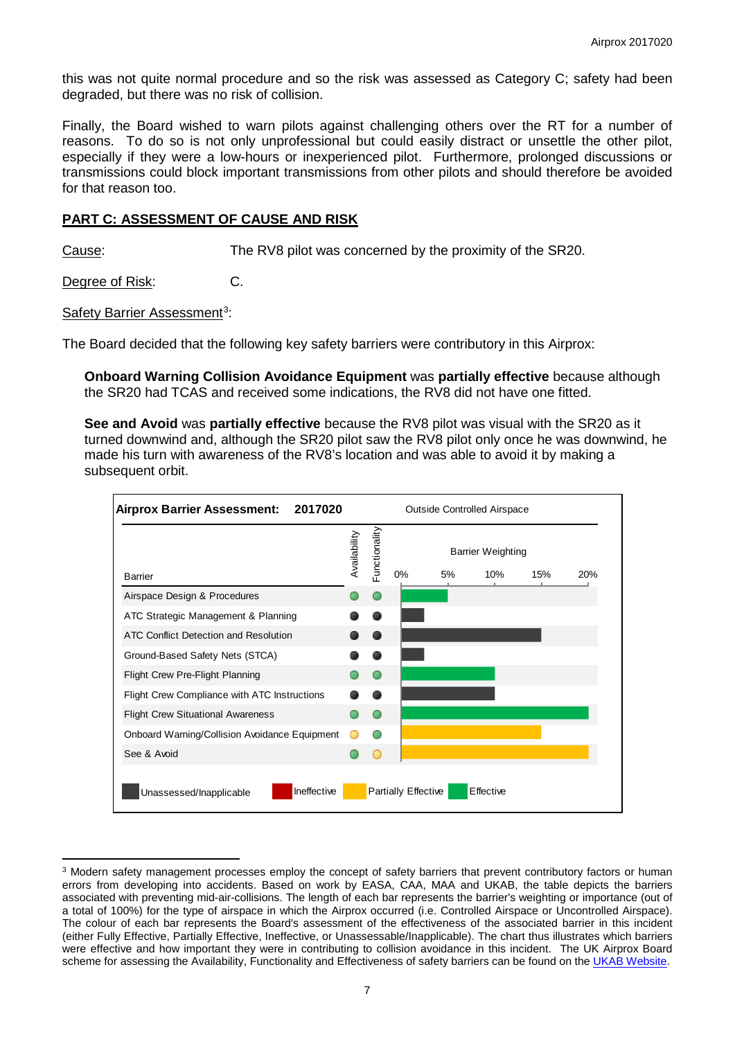this was not quite normal procedure and so the risk was assessed as Category C; safety had been degraded, but there was no risk of collision.

Finally, the Board wished to warn pilots against challenging others over the RT for a number of reasons. To do so is not only unprofessional but could easily distract or unsettle the other pilot, especially if they were a low-hours or inexperienced pilot. Furthermore, prolonged discussions or transmissions could block important transmissions from other pilots and should therefore be avoided for that reason too.

## PART C: ASSESSMENT OF CAUSE AND RISK

Cause: The RV8 pilot was concerned by the proximity of the SR20.

Degree of Risk: C.

Safety Barrier Assessment[3]:

The Board decided that the following key safety barriers were contributory in this Airprox:

**Onboard Warning Collision Avoidance Equipment** was **partially effective** because although the SR20 had TCAS and received some indications, the RV8 did not have one fitted.

**See and Avoid** was **partially effective** because the RV8 pilot was visual with the SR20 as it turned downwind and, although the SR20 pilot saw the RV8 pilot only once he was downwind, he made his turn with awareness of the RV8's location and was able to avoid it by making a subsequent orbit.

**Airprox Barrier Assessment: 2017020**

Outside Controlled Airspace

Barrier

Availability

Functionality

Barrier Weighting

0%

5%

10%

15%

20%

Airspace Design & Procedures

ATC Strategic Management & Planning

ATC Conflict Detection and Resolution

Ground-Based Safety Nets (STCA)

Flight Crew Pre-Flight Planning

Flight Crew Compliance with ATC Instructions

Flight Crew Situational Awareness

Onboard Warning/Collision Avoidance Equipment

See & Avoid

Unassessed/Inapplicable

Ineffective

Partially Effective

Effective

---

[3] Modern safety management processes employ the concept of safety barriers that prevent contributory factors or human errors from developing into accidents. Based on work by EASA, CAA, MAA and UKAB, the table depicts the barriers associated with preventing mid-air-collisions. The length of each bar represents the barrier's weighting or importance (out of a total of 100%) for the type of airspace in which the Airprox occurred (i.e. Controlled Airspace or Uncontrolled Airspace). The colour of each bar represents the Board's assessment of the effectiveness of the associated barrier in this incident (either Fully Effective, Partially Effective, Ineffective, or Unassessable/Inapplicable). The chart thus illustrates which barriers were effective and how important they were in contributing to collision avoidance in this incident. The UK Airprox Board scheme for assessing the Availability, Functionality and Effectiveness of safety barriers can be found on the UKAB Website.